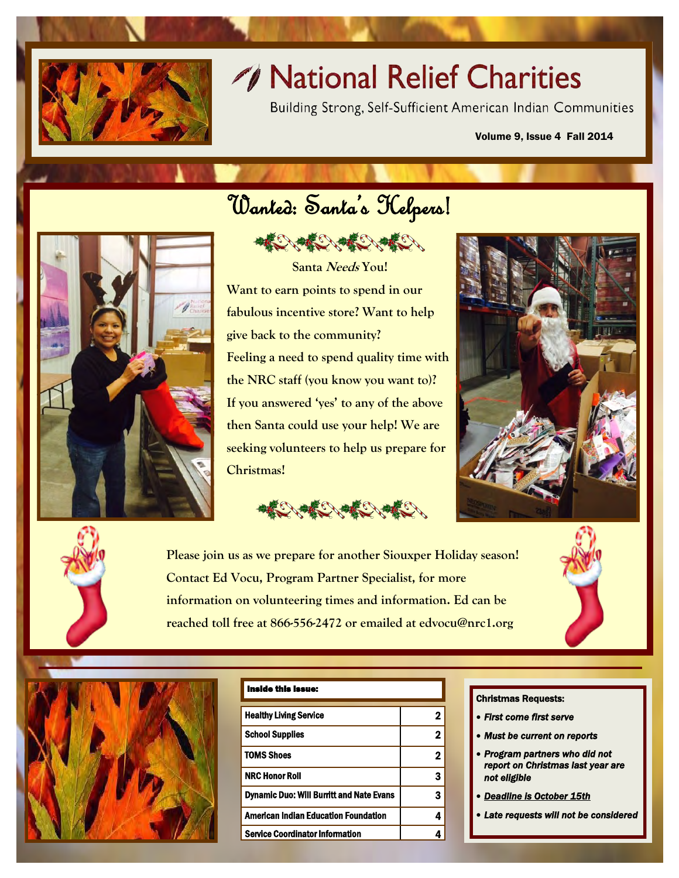# National Relief Charities

Building Strong, Self-Sufficient American Indian Communities

Volume 9, Issue 4 Fall 2014

## Wanted: Santa's Helpers!

**Santa *Needs* You!**

**Want to earn points to spend in our fabulous incentive store? Want to help give back to the community? Feeling a need to spend quality time with the NRC staff (you know you want to)? If you answered 'yes' to any of the above then Santa could use your help! We are seeking volunteers to help us prepare for Christmas!**

**Please join us as we prepare for another Siouxper Holiday season! Contact Ed Vocu, Program Partner Specialist, for more information on volunteering times and information. Ed can be reached toll free at 866-556-2472 or emailed at edvocu@nrc1.org**

| Inside this issue: | |
|---|---|
| Healthy Living Service | 2 |
| School Supplies | 2 |
| TOMS Shoes | 2 |
| NRC Honor Roll | 3 |
| Dynamic Duo: Will Burritt and Nate Evans | 3 |
| American Indian Education Foundation | 4 |
| Service Coordinator Information | 4 |

**Christmas Requests:**

- ***First come first serve***
- ***Must be current on reports***
- ***Program partners who did not report on Christmas last year are not eligible***
- ***Deadline is October 15th***
- ***Late requests will not be considered***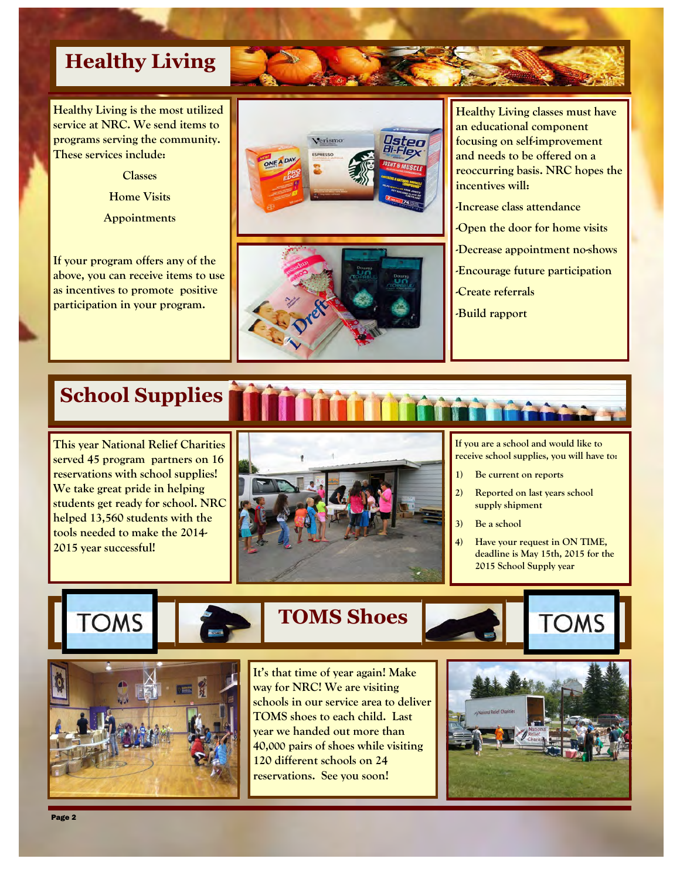## Healthy Living

Healthy Living is the most utilized service at NRC. We send items to programs serving the community. These services include:

Classes

Home Visits

Appointments

If your program offers any of the above, you can receive items to use as incentives to promote positive participation in your program.

Healthy Living classes must have an educational component focusing on self-improvement and needs to be offered on a reoccurring basis. NRC hopes the incentives will:

- Increase class attendance
- Open the door for home visits
- Decrease appointment no-shows
- Encourage future participation
- Create referrals
- Build rapport

## School Supplies

This year National Relief Charities served 45 program partners on 16 reservations with school supplies! We take great pride in helping students get ready for school. NRC helped 13,560 students with the tools needed to make the 2014-2015 year successful!

If you are a school and would like to receive school supplies, you will have to:

1) Be current on reports
2) Reported on last years school supply shipment
3) Be a school
4) Have your request in ON TIME, deadline is May 15th, 2015 for the 2015 School Supply year

## TOMS Shoes

It's that time of year again! Make way for NRC! We are visiting schools in our service area to deliver TOMS shoes to each child. Last year we handed out more than 40,000 pairs of shoes while visiting 120 different schools on 24 reservations. See you soon!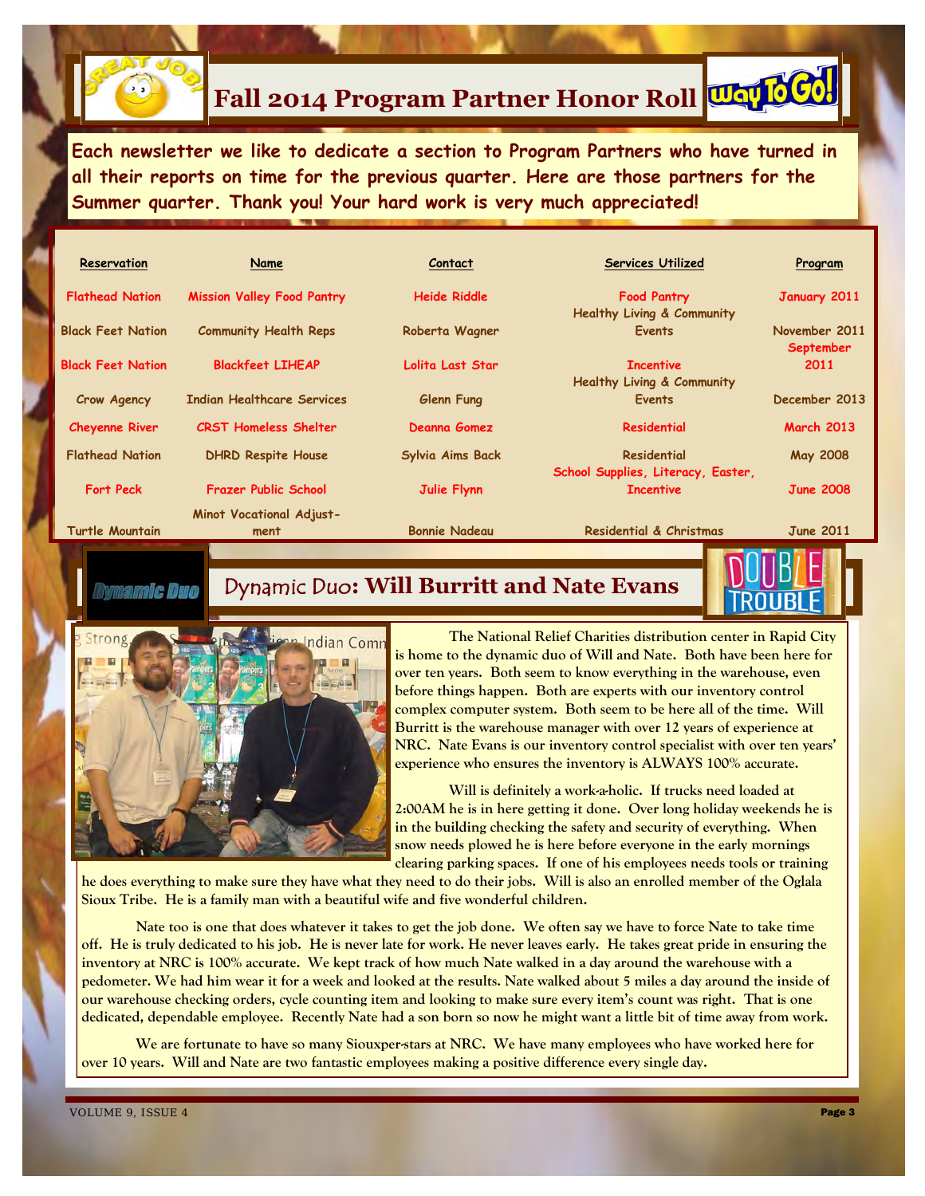# Fall 2014 Program Partner Honor Roll

**Each newsletter we like to dedicate a section to Program Partners who have turned in all their reports on time for the previous quarter. Here are those partners for the Summer quarter. Thank you! Your hard work is very much appreciated!**

| Reservation | Name | Contact | Services Utilized | Program |
|---|---|---|---|---|
| Flathead Nation | Mission Valley Food Pantry | Heide Riddle | Food Pantry | January 2011 |
| Black Feet Nation | Community Health Reps | Roberta Wagner | Healthy Living & Community Events | November 2011 |
| Black Feet Nation | Blackfeet LIHEAP | Lolita Last Star | Incentive | September 2011 |
| Crow Agency | Indian Healthcare Services | Glenn Fung | Healthy Living & Community Events | December 2013 |
| Cheyenne River | CRST Homeless Shelter | Deanna Gomez | Residential | March 2013 |
| Flathead Nation | DHRD Respite House | Sylvia Aims Back | Residential | May 2008 |
| Fort Peck | Frazer Public School | Julie Flynn | School Supplies, Literacy, Easter, Incentive | June 2008 |
| Turtle Mountain | Minot Vocational Adjustment | Bonnie Nadeau | Residential & Christmas | June 2011 |

## Dynamic Duo: Will Burritt and Nate Evans

**The National Relief Charities distribution center in Rapid City is home to the dynamic duo of Will and Nate. Both have been here for over ten years. Both seem to know everything in the warehouse, even before things happen. Both are experts with our inventory control complex computer system. Both seem to be here all of the time. Will Burritt is the warehouse manager with over 12 years of experience at NRC. Nate Evans is our inventory control specialist with over ten years' experience who ensures the inventory is ALWAYS 100% accurate.**

**Will is definitely a work-a-holic. If trucks need loaded at 2:00AM he is in here getting it done. Over long holiday weekends he is in the building checking the safety and security of everything. When snow needs plowed he is here before everyone in the early mornings clearing parking spaces. If one of his employees needs tools or training he does everything to make sure they have what they need to do their jobs. Will is also an enrolled member of the Oglala Sioux Tribe. He is a family man with a beautiful wife and five wonderful children.**

**Nate too is one that does whatever it takes to get the job done. We often say we have to force Nate to take time off. He is truly dedicated to his job. He is never late for work. He never leaves early. He takes great pride in ensuring the inventory at NRC is 100% accurate. We kept track of how much Nate walked in a day around the warehouse with a pedometer. We had him wear it for a week and looked at the results. Nate walked about 5 miles a day around the inside of our warehouse checking orders, cycle counting item and looking to make sure every item's count was right. That is one dedicated, dependable employee. Recently Nate had a son born so now he might want a little bit of time away from work.**

**We are fortunate to have so many Siouxper-stars at NRC. We have many employees who have worked here for over 10 years. Will and Nate are two fantastic employees making a positive difference every single day.**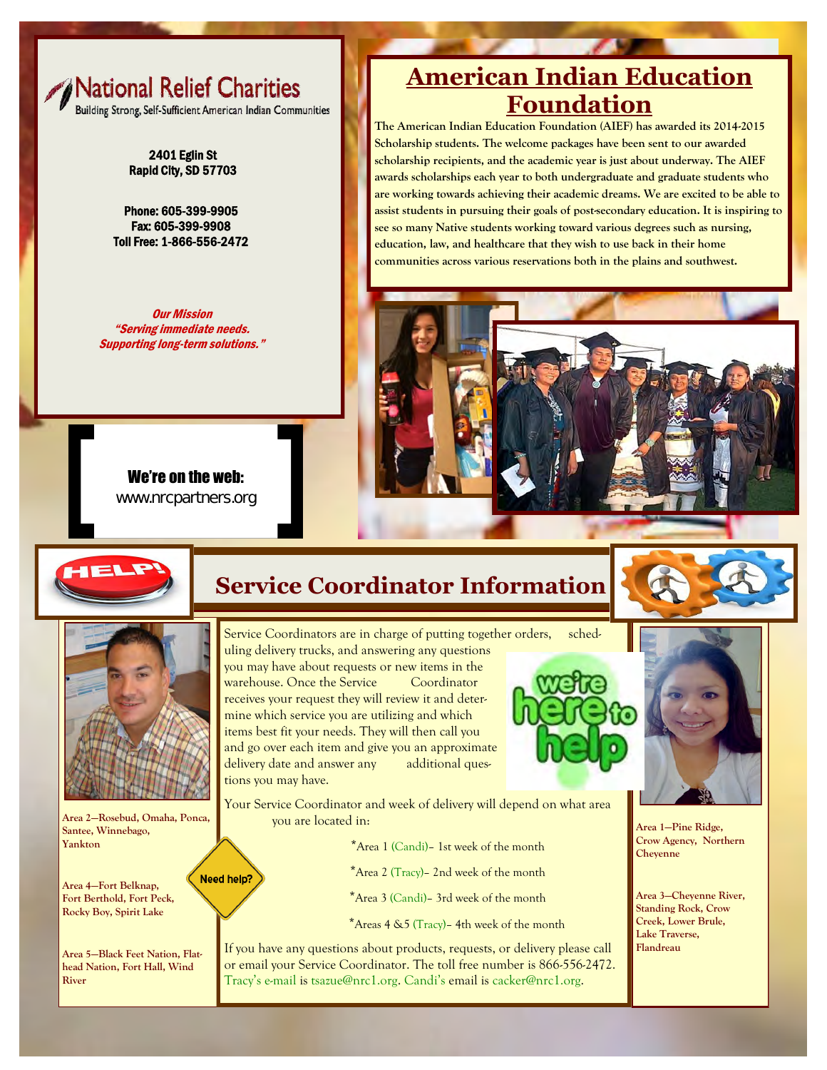# National Relief Charities

Building Strong, Self-Sufficient American Indian Communities

2401 Eglin St
Rapid City, SD 57703

Phone: 605-399-9905
Fax: 605-399-9908
Toll Free: 1-866-556-2472

*Our Mission*
*"Serving immediate needs.*
*Supporting long-term solutions."*

We're on the web:
www.nrcpartners.org

# American Indian Education Foundation

**The American Indian Education Foundation (AIEF) has awarded its 2014-2015 Scholarship students. The welcome packages have been sent to our awarded scholarship recipients, and the academic year is just about underway. The AIEF awards scholarships each year to both undergraduate and graduate students who are working towards achieving their academic dreams. We are excited to be able to assist students in pursuing their goals of post-secondary education. It is inspiring to see so many Native students working toward various degrees such as nursing, education, law, and healthcare that they wish to use back in their home communities across various reservations both in the plains and southwest.**

## Service Coordinator Information

Service Coordinators are in charge of putting together orders, scheduling delivery trucks, and answering any questions you may have about requests or new items in the warehouse. Once the Service Coordinator receives your request they will review it and determine which service you are utilizing and which items best fit your needs. They will then call you and go over each item and give you an approximate delivery date and answer any additional questions you may have.

Your Service Coordinator and week of delivery will depend on what area you are located in:

- *Area 1 (Candi)– 1st week of the month
- *Area 2 (Tracy)– 2nd week of the month
- *Area 3 (Candi)– 3rd week of the month
- *Areas 4 &5 (Tracy)– 4th week of the month

If you have any questions about products, requests, or delivery please call or email your Service Coordinator. The toll free number is 866-556-2472. Tracy's e-mail is tsazue@nrc1.org. Candi's email is cacker@nrc1.org.

**Area 2—Rosebud, Omaha, Ponca, Santee, Winnebago, Yankton**

**Area 4—Fort Belknap, Fort Berthold, Fort Peck, Rocky Boy, Spirit Lake**

**Area 5—Black Feet Nation, Flathead Nation, Fort Hall, Wind River**

**Area 1—Pine Ridge, Crow Agency, Northern Cheyenne**

**Area 3—Cheyenne River, Standing Rock, Crow Creek, Lower Brule, Lake Traverse, Flandreau**